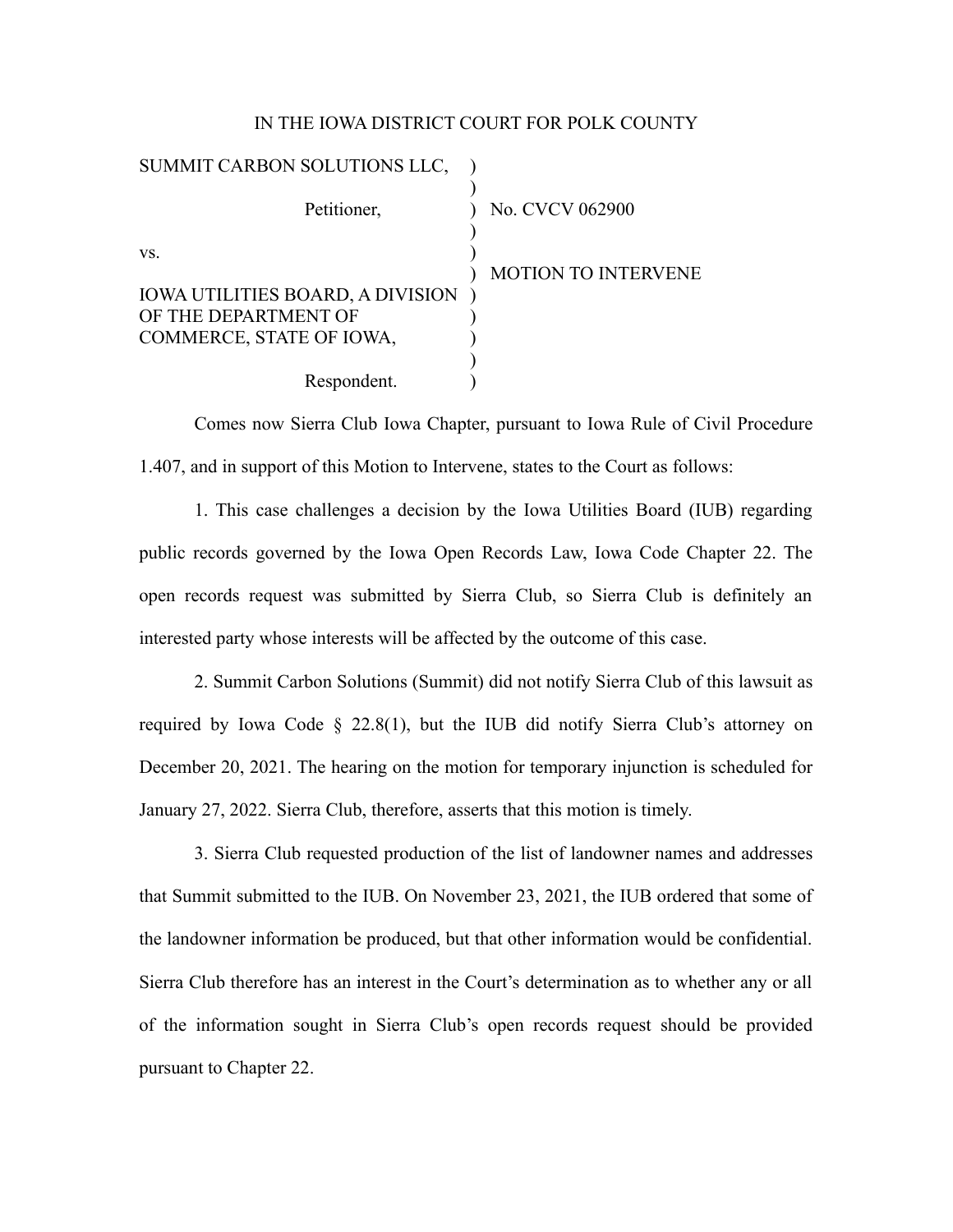IN THE IOWA DISTRICT COURT FOR POLK COUNTY

| | | |
|---|---|---|
| SUMMIT CARBON SOLUTIONS LLC, | ) | |
| Petitioner, | ) | No. CVCV 062900 |
| vs. | ) | |
| | ) | MOTION TO INTERVENE |
| IOWA UTILITIES BOARD, A DIVISION OF THE DEPARTMENT OF COMMERCE, STATE OF IOWA, | ) | |
| Respondent. | ) | |

Comes now Sierra Club Iowa Chapter, pursuant to Iowa Rule of Civil Procedure 1.407, and in support of this Motion to Intervene, states to the Court as follows:

1. This case challenges a decision by the Iowa Utilities Board (IUB) regarding public records governed by the Iowa Open Records Law, Iowa Code Chapter 22. The open records request was submitted by Sierra Club, so Sierra Club is definitely an interested party whose interests will be affected by the outcome of this case.

2. Summit Carbon Solutions (Summit) did not notify Sierra Club of this lawsuit as required by Iowa Code § 22.8(1), but the IUB did notify Sierra Club's attorney on December 20, 2021. The hearing on the motion for temporary injunction is scheduled for January 27, 2022. Sierra Club, therefore, asserts that this motion is timely.

3. Sierra Club requested production of the list of landowner names and addresses that Summit submitted to the IUB. On November 23, 2021, the IUB ordered that some of the landowner information be produced, but that other information would be confidential. Sierra Club therefore has an interest in the Court's determination as to whether any or all of the information sought in Sierra Club's open records request should be provided pursuant to Chapter 22.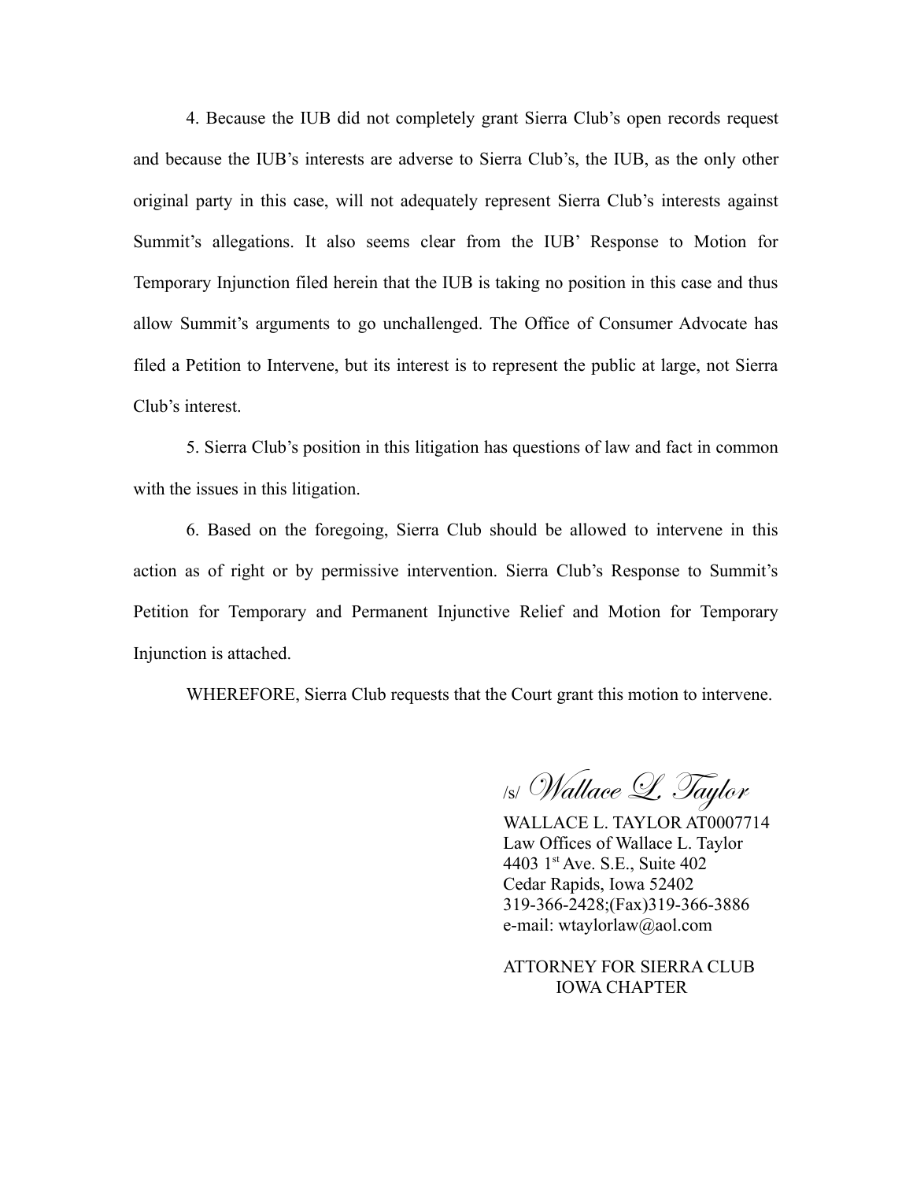4. Because the IUB did not completely grant Sierra Club's open records request and because the IUB's interests are adverse to Sierra Club's, the IUB, as the only other original party in this case, will not adequately represent Sierra Club's interests against Summit's allegations. It also seems clear from the IUB' Response to Motion for Temporary Injunction filed herein that the IUB is taking no position in this case and thus allow Summit's arguments to go unchallenged. The Office of Consumer Advocate has filed a Petition to Intervene, but its interest is to represent the public at large, not Sierra Club's interest.

5. Sierra Club's position in this litigation has questions of law and fact in common with the issues in this litigation.

6. Based on the foregoing, Sierra Club should be allowed to intervene in this action as of right or by permissive intervention. Sierra Club's Response to Summit's Petition for Temporary and Permanent Injunctive Relief and Motion for Temporary Injunction is attached.

WHEREFORE, Sierra Club requests that the Court grant this motion to intervene.

/s/ *Wallace L. Taylor*

WALLACE L. TAYLOR AT0007714
Law Offices of Wallace L. Taylor
4403 1st Ave. S.E., Suite 402
Cedar Rapids, Iowa 52402
319-366-2428;(Fax)319-366-3886
e-mail: wtaylorlaw@aol.com

ATTORNEY FOR SIERRA CLUB
IOWA CHAPTER